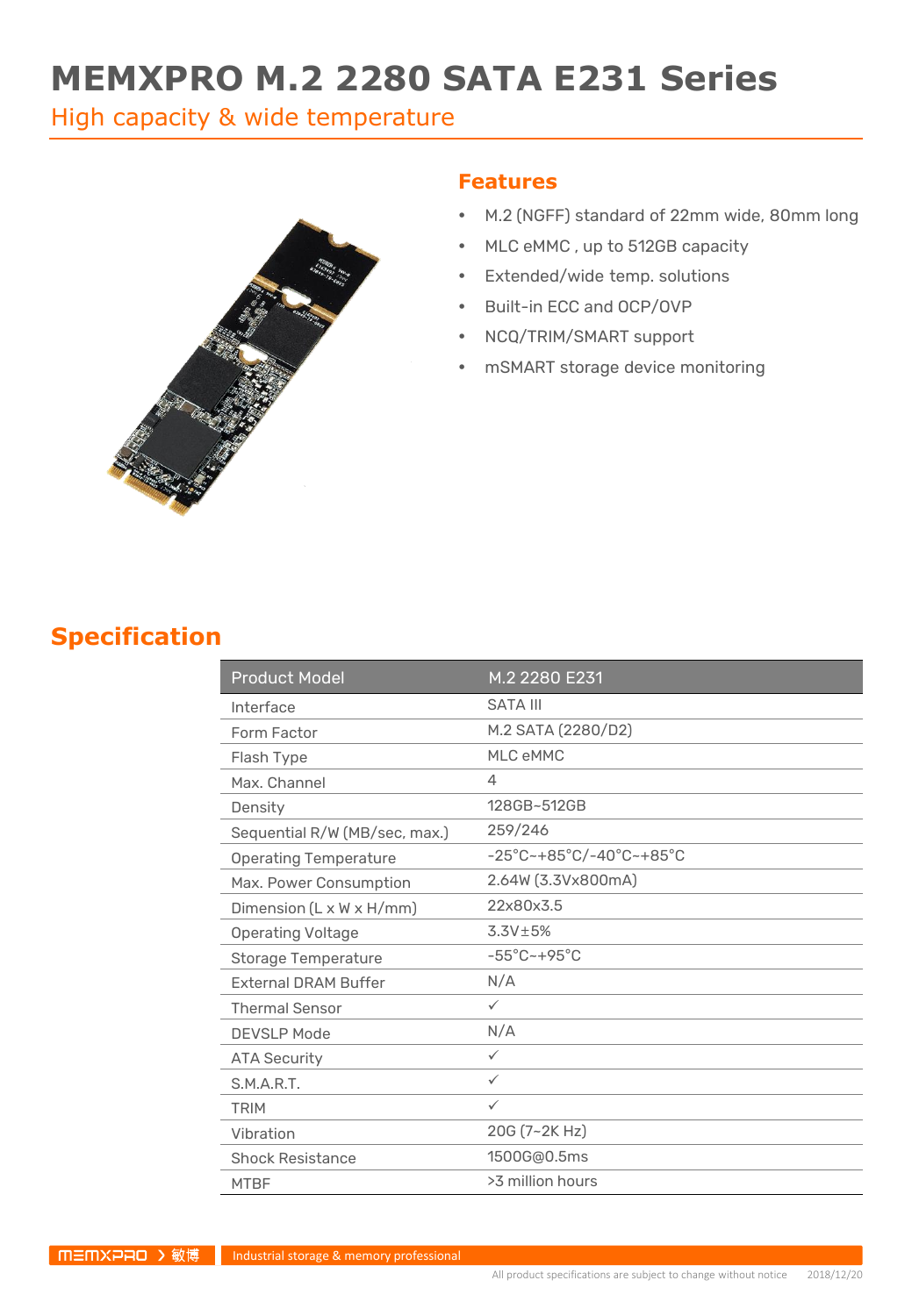# MEMXPRO M.2 2280 SATA E231 Series

High capacity & wide temperature

## Features

- M.2 (NGFF) standard of 22mm wide, 80mm long
- MLC eMMC , up to 512GB capacity
- Extended/wide temp. solutions
- Built-in ECC and OCP/OVP
- NCQ/TRIM/SMART support
- mSMART storage device monitoring

## Specification

| Product Model | M.2 2280 E231 |
|---|---|
| Interface | SATA III |
| Form Factor | M.2 SATA (2280/D2) |
| Flash Type | MLC eMMC |
| Max. Channel | 4 |
| Density | 128GB~512GB |
| Sequential R/W (MB/sec, max.) | 259/246 |
| Operating Temperature | -25°C~+85°C/-40°C~+85°C |
| Max. Power Consumption | 2.64W (3.3Vx800mA) |
| Dimension (L x W x H/mm) | 22x80x3.5 |
| Operating Voltage | 3.3V±5% |
| Storage Temperature | -55°C~+95°C |
| External DRAM Buffer | N/A |
| Thermal Sensor | ✓ |
| DEVSLP Mode | N/A |
| ATA Security | ✓ |
| S.M.A.R.T. | ✓ |
| TRIM | ✓ |
| Vibration | 20G (7~2K Hz) |
| Shock Resistance | 1500G@0.5ms |
| MTBF | >3 million hours |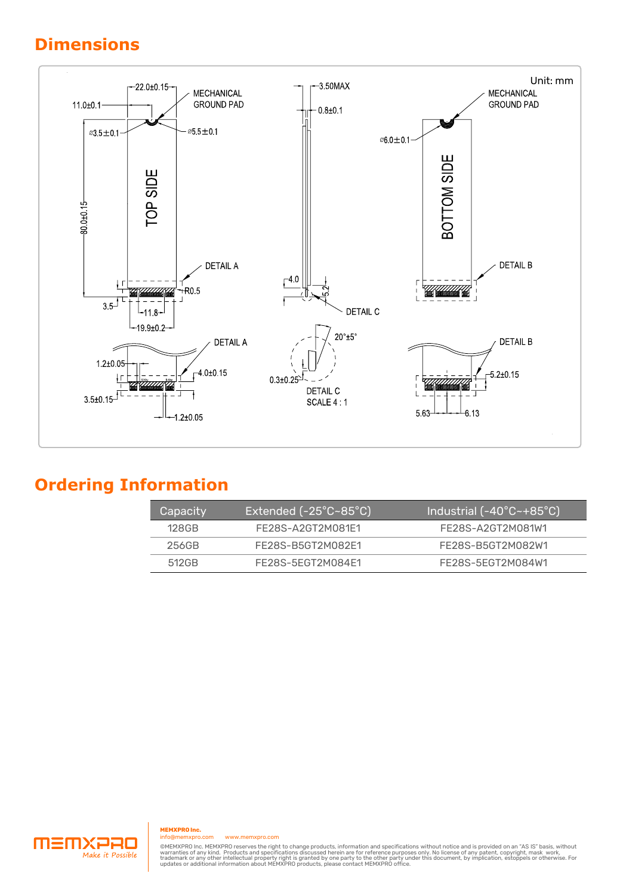## Dimensions

Unit: mm

22.0±0.15
11.0±0.1
MECHANICAL GROUND PAD
⌀3.5±0.1
⌀5.5±0.1
TOP SIDE
80.0±0.15
DETAIL A
R0.5
3.5
11.8
19.9±0.2

3.50MAX
0.8±0.1
4.0
5.2
DETAIL C

MECHANICAL GROUND PAD
⌀6.0±0.1
BOTTOM SIDE
DETAIL B

DETAIL A
1.2±0.05
4.0±0.15
3.5±0.15
1.2±0.05

20°±5°
0.3±0.25
DETAIL C
SCALE 4 : 1

DETAIL B
5.2±0.15
5.63
6.13

## Ordering Information

| Capacity | Extended (-25°C~85°C) | Industrial (-40°C~+85°C) |
|---|---|---|
| 128GB | FE28S-A2GT2M081E1 | FE28S-A2GT2M081W1 |
| 256GB | FE28S-B5GT2M082E1 | FE28S-B5GT2M082W1 |
| 512GB | FE28S-5EGT2M084E1 | FE28S-5EGT2M084W1 |

MEMXPRO Make it Possible

**MEMXPRO Inc.**
info@memxpro.com www.memxpro.com

©MEMXPRO Inc. MEMXPRO reserves the right to change products, information and specifications without notice and is provided on an "AS IS" basis, without warranties of any kind. Products and specifications discussed herein are for reference purposes only. No license of any patent, copyright, mask work, trademark or any other intellectual property right is granted by one party to the other party under this document, by implication, estoppels or otherwise. For updates or additional information about MEMXPRO products, please contact MEMXPRO office.